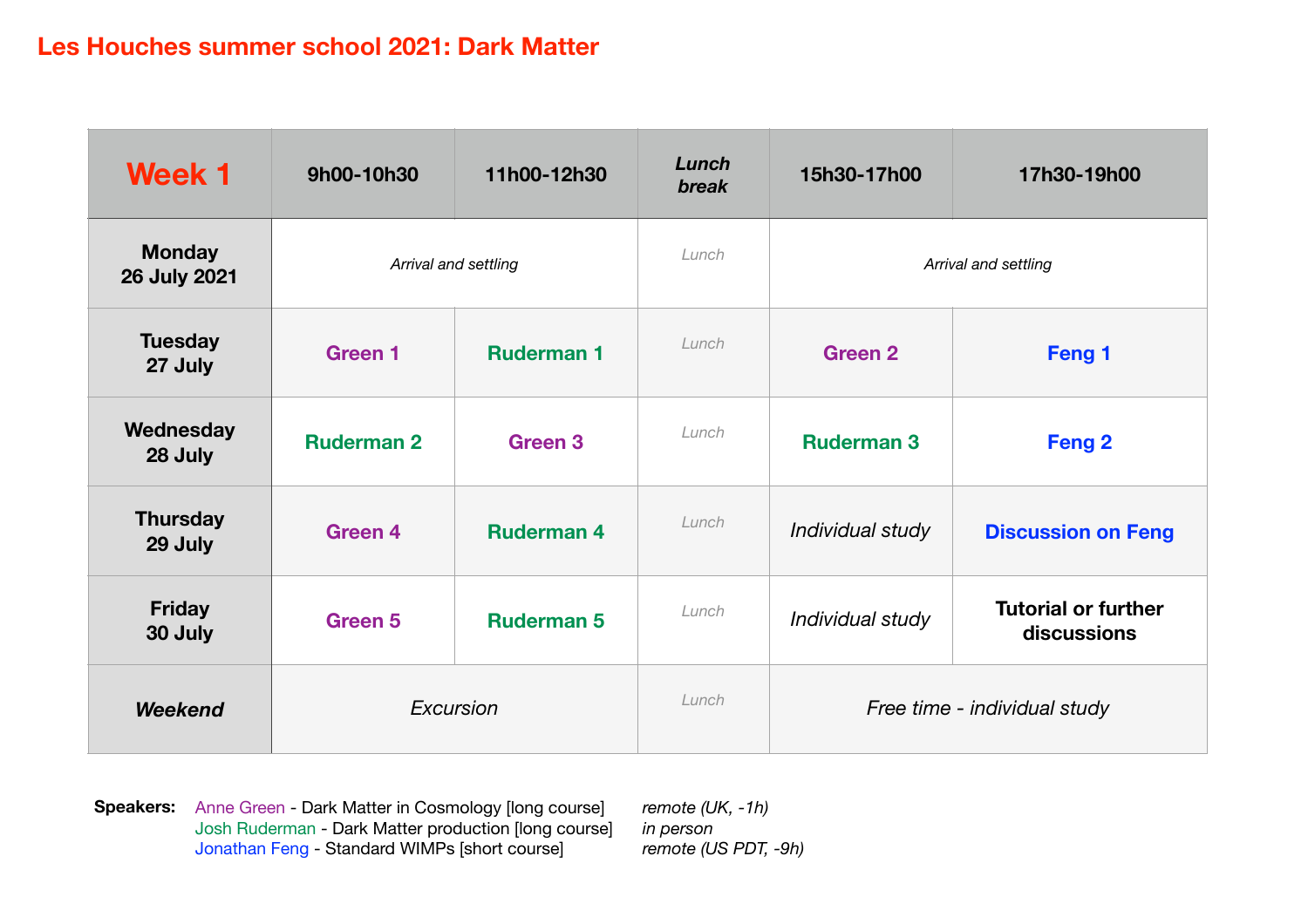# Les Houches summer school 2021: Dark Matter

| Week 1 | 9h00-10h30 | 11h00-12h30 | *Lunch break* | 15h30-17h00 | 17h30-19h00 |
|---|---|---|---|---|---|
| **Monday 26 July 2021** | *Arrival and settling* | | *Lunch* | *Arrival and settling* | |
| **Tuesday 27 July** | **Green 1** | **Ruderman 1** | *Lunch* | **Green 2** | **Feng 1** |
| **Wednesday 28 July** | **Ruderman 2** | **Green 3** | *Lunch* | **Ruderman 3** | **Feng 2** |
| **Thursday 29 July** | **Green 4** | **Ruderman 4** | *Lunch* | *Individual study* | **Discussion on Feng** |
| **Friday 30 July** | **Green 5** | **Ruderman 5** | *Lunch* | *Individual study* | **Tutorial or further discussions** |
| ***Weekend*** | *Excursion* | | *Lunch* | *Free time - individual study* | |

**Speakers:**

- Anne Green - Dark Matter in Cosmology [long course] — *remote (UK, -1h)*
- Josh Ruderman - Dark Matter production [long course] — *in person*
- Jonathan Feng - Standard WIMPs [short course] — *remote (US PDT, -9h)*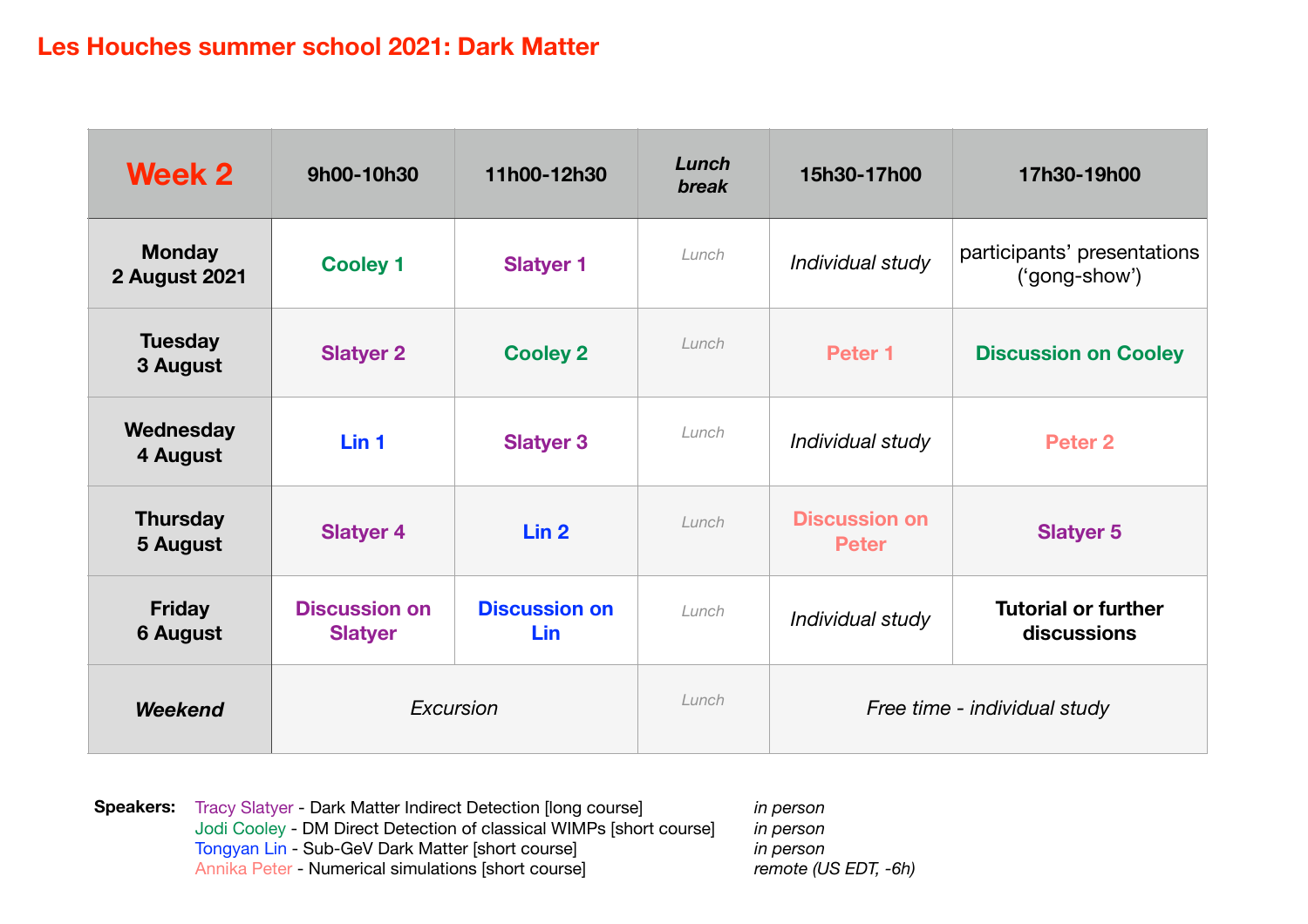# Les Houches summer school 2021: Dark Matter

| **Week 2** | **9h00-10h30** | **11h00-12h30** | ***Lunch break*** | **15h30-17h00** | **17h30-19h00** |
|---|---|---|---|---|---|
| **Monday 2 August 2021** | **Cooley 1** | **Slatyer 1** | *Lunch* | *Individual study* | participants' presentations ('gong-show') |
| **Tuesday 3 August** | **Slatyer 2** | **Cooley 2** | *Lunch* | **Peter 1** | **Discussion on Cooley** |
| **Wednesday 4 August** | **Lin 1** | **Slatyer 3** | *Lunch* | *Individual study* | **Peter 2** |
| **Thursday 5 August** | **Slatyer 4** | **Lin 2** | *Lunch* | **Discussion on Peter** | **Slatyer 5** |
| **Friday 6 August** | **Discussion on Slatyer** | **Discussion on Lin** | *Lunch* | *Individual study* | **Tutorial or further discussions** |
| ***Weekend*** | *Excursion* | | *Lunch* | *Free time - individual study* | |

**Speakers:**

- Tracy Slatyer - Dark Matter Indirect Detection [long course] — *in person*
- Jodi Cooley - DM Direct Detection of classical WIMPs [short course] — *in person*
- Tongyan Lin - Sub-GeV Dark Matter [short course] — *in person*
- Annika Peter - Numerical simulations [short course] — *remote (US EDT, -6h)*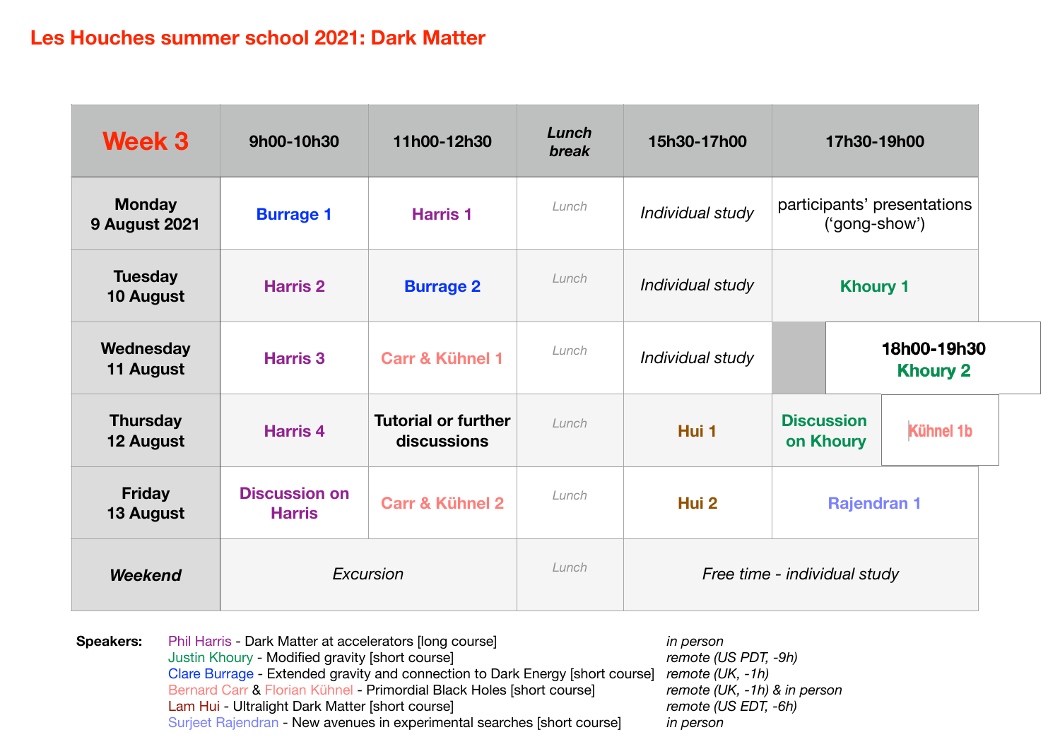# Les Houches summer school 2021: Dark Matter

| Week 3 | 9h00-10h30 | 11h00-12h30 | *Lunch break* | 15h30-17h00 | 17h30-19h00 |
|---|---|---|---|---|---|
| **Monday 9 August 2021** | **Burrage 1** | **Harris 1** | *Lunch* | *Individual study* | participants' presentations ('gong-show') |
| **Tuesday 10 August** | **Harris 2** | **Burrage 2** | *Lunch* | *Individual study* | **Khoury 1** |
| **Wednesday 11 August** | **Harris 3** | **Carr & Kühnel 1** | *Lunch* | *Individual study* | **18h00-19h30** **Khoury 2** |
| **Thursday 12 August** | **Harris 4** | **Tutorial or further discussions** | *Lunch* | **Hui 1** | **Discussion on Khoury** / **Kühnel 1b** |
| **Friday 13 August** | **Discussion on Harris** | **Carr & Kühnel 2** | *Lunch* | **Hui 2** | **Rajendran 1** |
| ***Weekend*** | *Excursion* | | *Lunch* | *Free time - individual study* | |

**Speakers:**

| | |
|---|---|
| Phil Harris - Dark Matter at accelerators [long course] | *in person* |
| Justin Khoury - Modified gravity [short course] | *remote (US PDT, -9h)* |
| Clare Burrage - Extended gravity and connection to Dark Energy [short course] | *remote (UK, -1h)* |
| Bernard Carr & Florian Kühnel - Primordial Black Holes [short course] | *remote (UK, -1h) & in person* |
| Lam Hui - Ultralight Dark Matter [short course] | *remote (US EDT, -6h)* |
| Surjeet Rajendran - New avenues in experimental searches [short course] | *in person* |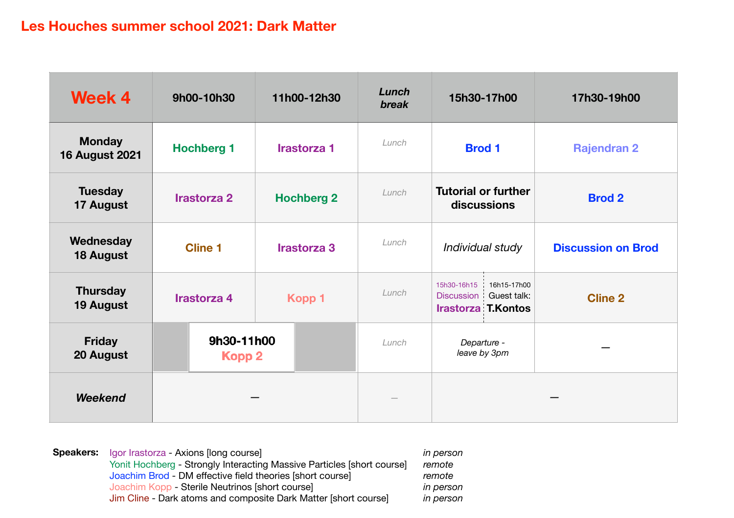# Les Houches summer school 2021: Dark Matter

| Week 4 | 9h00-10h30 | 11h00-12h30 | *Lunch break* | 15h30-17h00 | 17h30-19h00 |
|---|---|---|---|---|---|
| **Monday 16 August 2021** | **Hochberg 1** | **Irastorza 1** | *Lunch* | **Brod 1** | **Rajendran 2** |
| **Tuesday 17 August** | **Irastorza 2** | **Hochberg 2** | *Lunch* | **Tutorial or further discussions** | **Brod 2** |
| **Wednesday 18 August** | **Cline 1** | **Irastorza 3** | *Lunch* | *Individual study* | **Discussion on Brod** |
| **Thursday 19 August** | **Irastorza 4** | **Kopp 1** | *Lunch* | 15h30-16h15 Discussion **Irastorza** / 16h15-17h00 Guest talk: **T.Kontos** | **Cline 2** |
| **Friday 20 August** | **9h30-11h00 Kopp 2** | | *Lunch* | *Departure - leave by 3pm* | — |
| ***Weekend*** | — | | — | — | |

**Speakers:**

- Igor Irastorza - Axions [long course] — *in person*
- Yonit Hochberg - Strongly Interacting Massive Particles [short course] — *remote*
- Joachim Brod - DM effective field theories [short course] — *remote*
- Joachim Kopp - Sterile Neutrinos [short course] — *in person*
- Jim Cline - Dark atoms and composite Dark Matter [short course] — *in person*